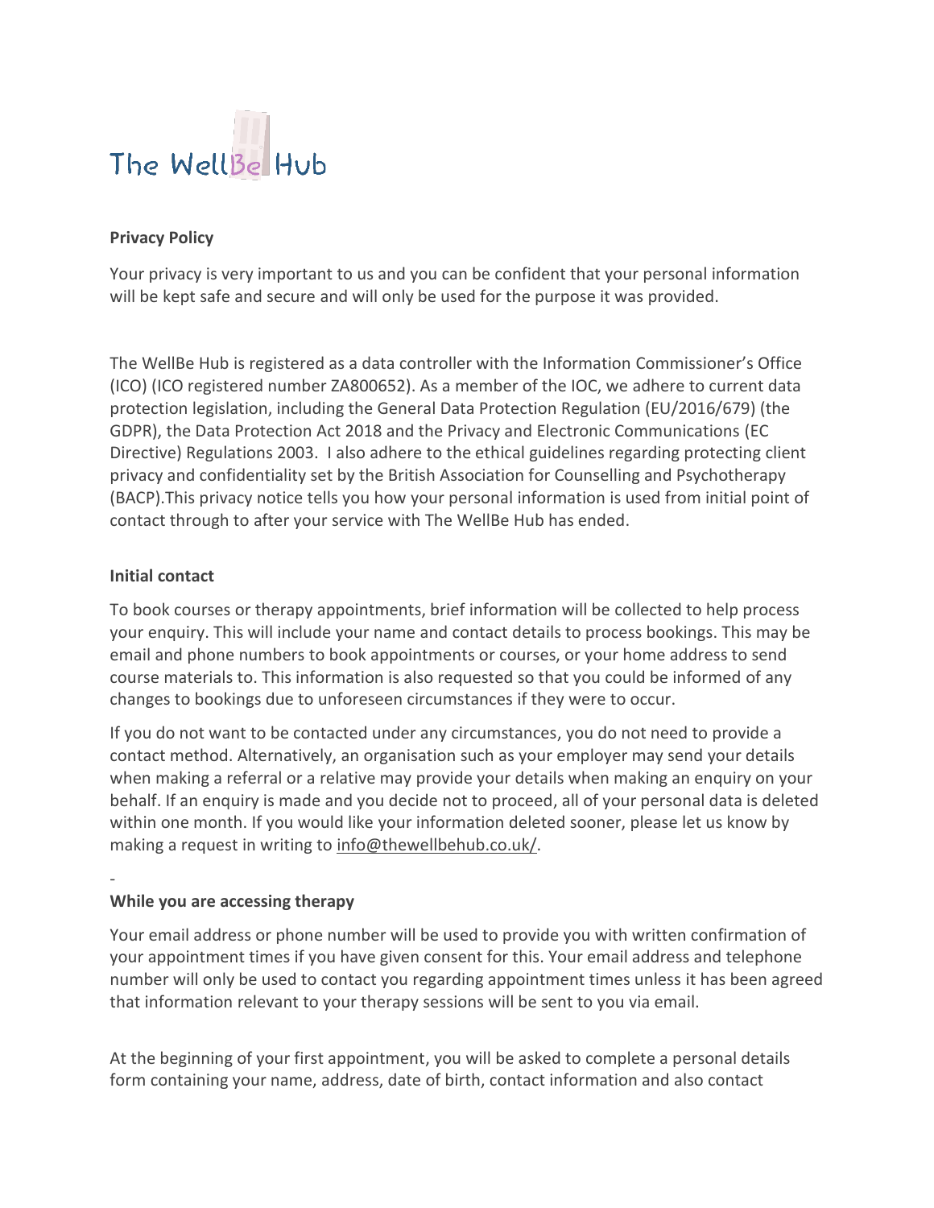The WellBe Hub

**Privacy Policy**

Your privacy is very important to us and you can be confident that your personal information will be kept safe and secure and will only be used for the purpose it was provided.

The WellBe Hub is registered as a data controller with the Information Commissioner's Office (ICO) (ICO registered number ZA800652). As a member of the IOC, we adhere to current data protection legislation, including the General Data Protection Regulation (EU/2016/679) (the GDPR), the Data Protection Act 2018 and the Privacy and Electronic Communications (EC Directive) Regulations 2003. I also adhere to the ethical guidelines regarding protecting client privacy and confidentiality set by the British Association for Counselling and Psychotherapy (BACP).This privacy notice tells you how your personal information is used from initial point of contact through to after your service with The WellBe Hub has ended.

**Initial contact**

To book courses or therapy appointments, brief information will be collected to help process your enquiry. This will include your name and contact details to process bookings. This may be email and phone numbers to book appointments or courses, or your home address to send course materials to. This information is also requested so that you could be informed of any changes to bookings due to unforeseen circumstances if they were to occur.

If you do not want to be contacted under any circumstances, you do not need to provide a contact method. Alternatively, an organisation such as your employer may send your details when making a referral or a relative may provide your details when making an enquiry on your behalf. If an enquiry is made and you decide not to proceed, all of your personal data is deleted within one month. If you would like your information deleted sooner, please let us know by making a request in writing to info@thewellbehub.co.uk/.

-

**While you are accessing therapy**

Your email address or phone number will be used to provide you with written confirmation of your appointment times if you have given consent for this. Your email address and telephone number will only be used to contact you regarding appointment times unless it has been agreed that information relevant to your therapy sessions will be sent to you via email.

At the beginning of your first appointment, you will be asked to complete a personal details form containing your name, address, date of birth, contact information and also contact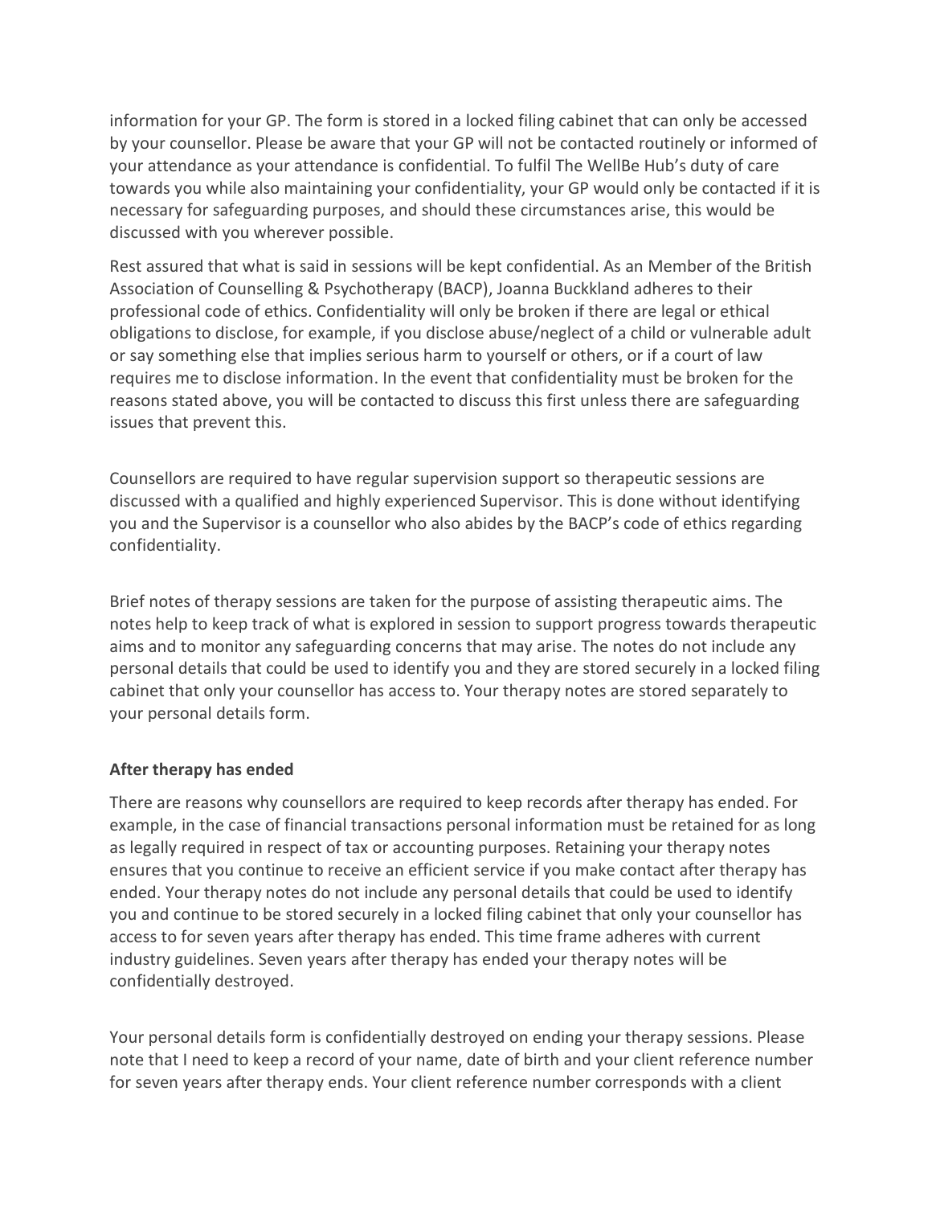information for your GP. The form is stored in a locked filing cabinet that can only be accessed by your counsellor. Please be aware that your GP will not be contacted routinely or informed of your attendance as your attendance is confidential. To fulfil The WellBe Hub's duty of care towards you while also maintaining your confidentiality, your GP would only be contacted if it is necessary for safeguarding purposes, and should these circumstances arise, this would be discussed with you wherever possible.

Rest assured that what is said in sessions will be kept confidential. As an Member of the British Association of Counselling & Psychotherapy (BACP), Joanna Buckkland adheres to their professional code of ethics. Confidentiality will only be broken if there are legal or ethical obligations to disclose, for example, if you disclose abuse/neglect of a child or vulnerable adult or say something else that implies serious harm to yourself or others, or if a court of law requires me to disclose information. In the event that confidentiality must be broken for the reasons stated above, you will be contacted to discuss this first unless there are safeguarding issues that prevent this.

Counsellors are required to have regular supervision support so therapeutic sessions are discussed with a qualified and highly experienced Supervisor. This is done without identifying you and the Supervisor is a counsellor who also abides by the BACP's code of ethics regarding confidentiality.

Brief notes of therapy sessions are taken for the purpose of assisting therapeutic aims. The notes help to keep track of what is explored in session to support progress towards therapeutic aims and to monitor any safeguarding concerns that may arise. The notes do not include any personal details that could be used to identify you and they are stored securely in a locked filing cabinet that only your counsellor has access to. Your therapy notes are stored separately to your personal details form.

**After therapy has ended**

There are reasons why counsellors are required to keep records after therapy has ended. For example, in the case of financial transactions personal information must be retained for as long as legally required in respect of tax or accounting purposes. Retaining your therapy notes ensures that you continue to receive an efficient service if you make contact after therapy has ended. Your therapy notes do not include any personal details that could be used to identify you and continue to be stored securely in a locked filing cabinet that only your counsellor has access to for seven years after therapy has ended. This time frame adheres with current industry guidelines. Seven years after therapy has ended your therapy notes will be confidentially destroyed.

Your personal details form is confidentially destroyed on ending your therapy sessions. Please note that I need to keep a record of your name, date of birth and your client reference number for seven years after therapy ends. Your client reference number corresponds with a client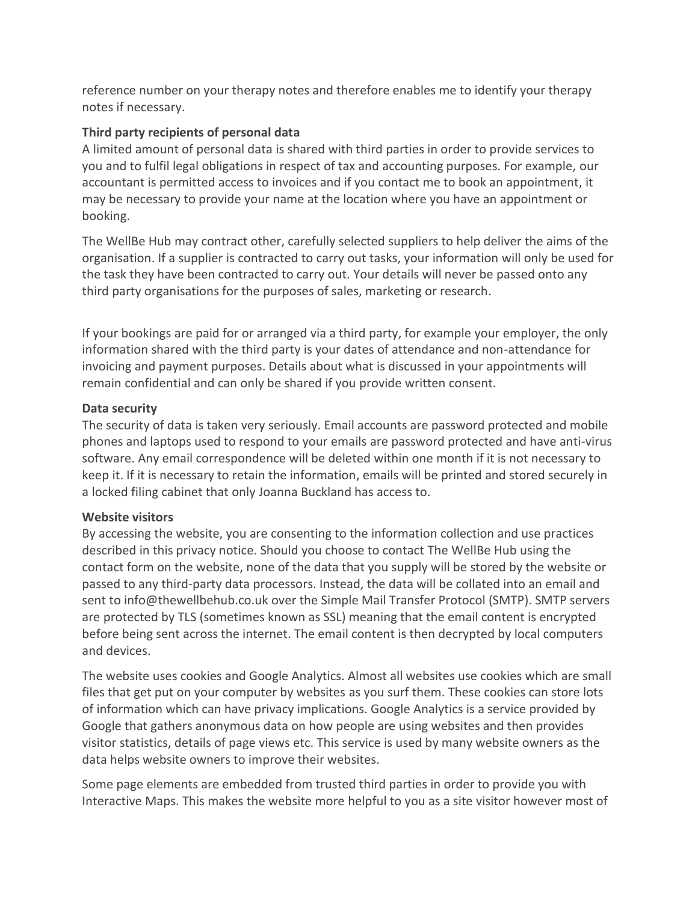reference number on your therapy notes and therefore enables me to identify your therapy notes if necessary.

**Third party recipients of personal data**

A limited amount of personal data is shared with third parties in order to provide services to you and to fulfil legal obligations in respect of tax and accounting purposes. For example, our accountant is permitted access to invoices and if you contact me to book an appointment, it may be necessary to provide your name at the location where you have an appointment or booking.

The WellBe Hub may contract other, carefully selected suppliers to help deliver the aims of the organisation. If a supplier is contracted to carry out tasks, your information will only be used for the task they have been contracted to carry out. Your details will never be passed onto any third party organisations for the purposes of sales, marketing or research.

If your bookings are paid for or arranged via a third party, for example your employer, the only information shared with the third party is your dates of attendance and non-attendance for invoicing and payment purposes. Details about what is discussed in your appointments will remain confidential and can only be shared if you provide written consent.

**Data security**

The security of data is taken very seriously. Email accounts are password protected and mobile phones and laptops used to respond to your emails are password protected and have anti-virus software. Any email correspondence will be deleted within one month if it is not necessary to keep it. If it is necessary to retain the information, emails will be printed and stored securely in a locked filing cabinet that only Joanna Buckland has access to.

**Website visitors**

By accessing the website, you are consenting to the information collection and use practices described in this privacy notice. Should you choose to contact The WellBe Hub using the contact form on the website, none of the data that you supply will be stored by the website or passed to any third-party data processors. Instead, the data will be collated into an email and sent to info@thewellbehub.co.uk over the Simple Mail Transfer Protocol (SMTP). SMTP servers are protected by TLS (sometimes known as SSL) meaning that the email content is encrypted before being sent across the internet. The email content is then decrypted by local computers and devices.

The website uses cookies and Google Analytics. Almost all websites use cookies which are small files that get put on your computer by websites as you surf them. These cookies can store lots of information which can have privacy implications. Google Analytics is a service provided by Google that gathers anonymous data on how people are using websites and then provides visitor statistics, details of page views etc. This service is used by many website owners as the data helps website owners to improve their websites.

Some page elements are embedded from trusted third parties in order to provide you with Interactive Maps. This makes the website more helpful to you as a site visitor however most of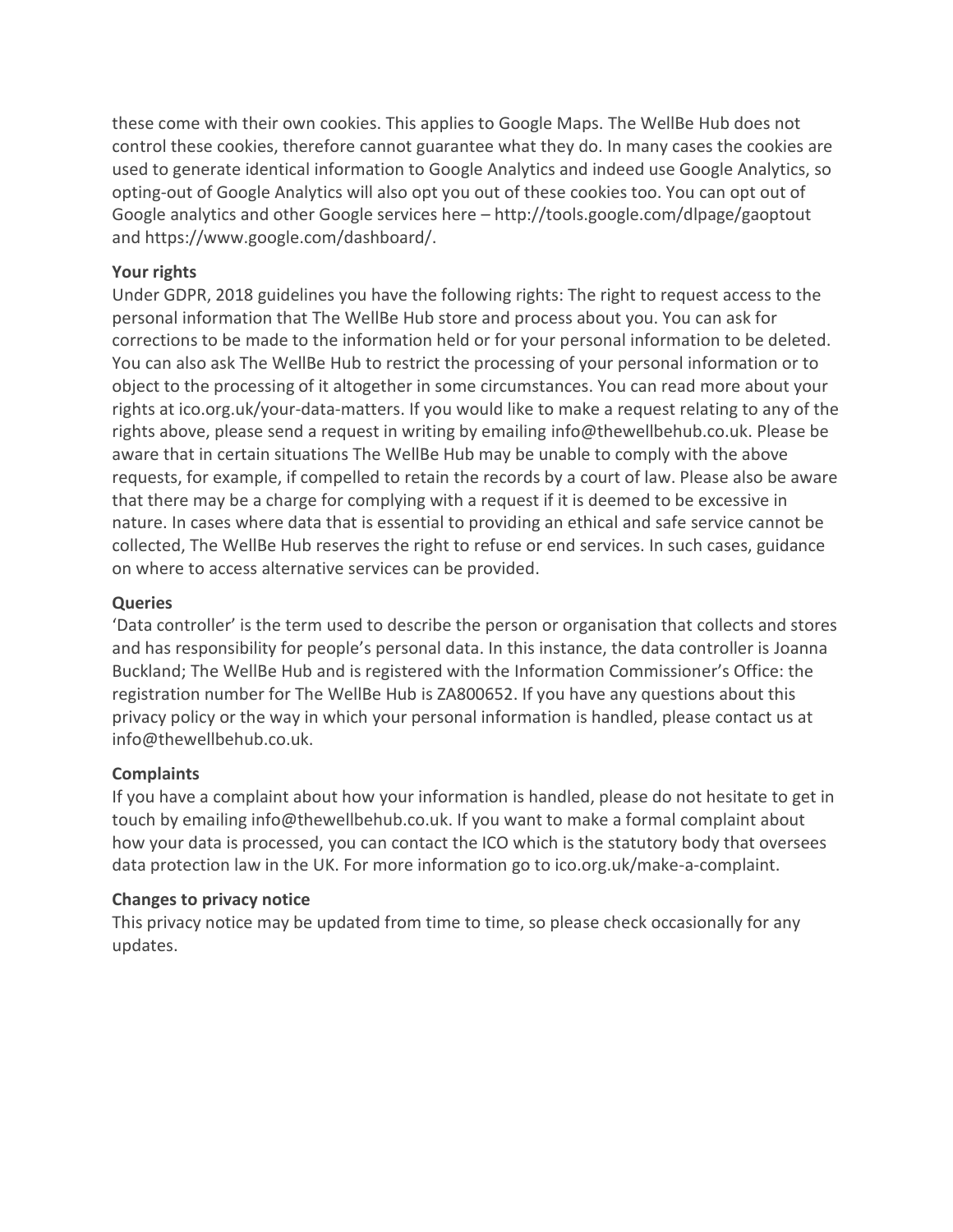these come with their own cookies. This applies to Google Maps. The WellBe Hub does not control these cookies, therefore cannot guarantee what they do. In many cases the cookies are used to generate identical information to Google Analytics and indeed use Google Analytics, so opting-out of Google Analytics will also opt you out of these cookies too. You can opt out of Google analytics and other Google services here – http://tools.google.com/dlpage/gaoptout and https://www.google.com/dashboard/.

**Your rights**

Under GDPR, 2018 guidelines you have the following rights: The right to request access to the personal information that The WellBe Hub store and process about you. You can ask for corrections to be made to the information held or for your personal information to be deleted. You can also ask The WellBe Hub to restrict the processing of your personal information or to object to the processing of it altogether in some circumstances. You can read more about your rights at ico.org.uk/your-data-matters. If you would like to make a request relating to any of the rights above, please send a request in writing by emailing info@thewellbehub.co.uk. Please be aware that in certain situations The WellBe Hub may be unable to comply with the above requests, for example, if compelled to retain the records by a court of law. Please also be aware that there may be a charge for complying with a request if it is deemed to be excessive in nature. In cases where data that is essential to providing an ethical and safe service cannot be collected, The WellBe Hub reserves the right to refuse or end services. In such cases, guidance on where to access alternative services can be provided.

**Queries**

'Data controller' is the term used to describe the person or organisation that collects and stores and has responsibility for people's personal data. In this instance, the data controller is Joanna Buckland; The WellBe Hub and is registered with the Information Commissioner's Office: the registration number for The WellBe Hub is ZA800652. If you have any questions about this privacy policy or the way in which your personal information is handled, please contact us at info@thewellbehub.co.uk.

**Complaints**

If you have a complaint about how your information is handled, please do not hesitate to get in touch by emailing info@thewellbehub.co.uk. If you want to make a formal complaint about how your data is processed, you can contact the ICO which is the statutory body that oversees data protection law in the UK. For more information go to ico.org.uk/make-a-complaint.

**Changes to privacy notice**

This privacy notice may be updated from time to time, so please check occasionally for any updates.